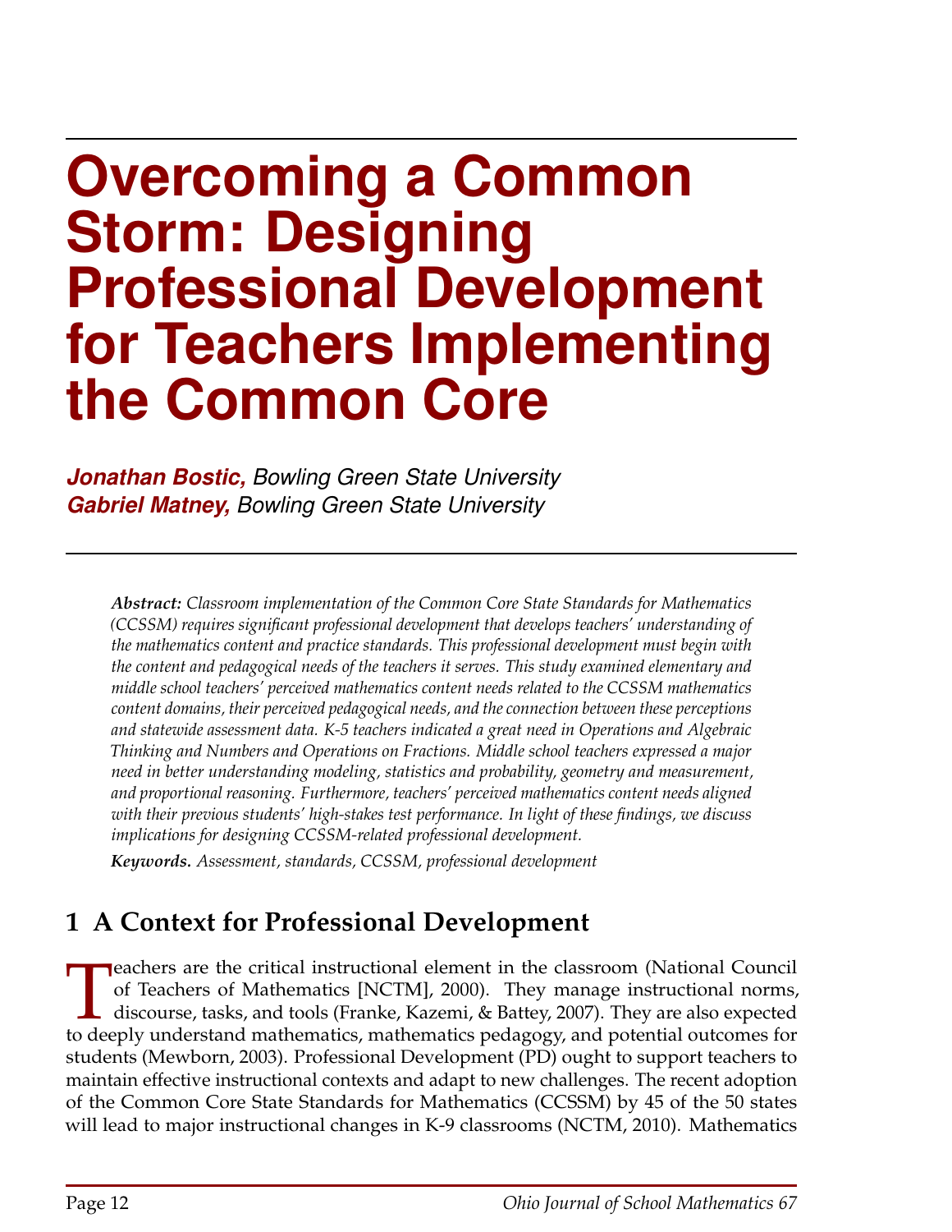# Overcoming a Common Storm: Designing Professional Development for Teachers Implementing the Common Core

***Jonathan Bostic,*** *Bowling Green State University*
***Gabriel Matney,*** *Bowling Green State University*

***Abstract:*** *Classroom implementation of the Common Core State Standards for Mathematics (CCSSM) requires significant professional development that develops teachers' understanding of the mathematics content and practice standards. This professional development must begin with the content and pedagogical needs of the teachers it serves. This study examined elementary and middle school teachers' perceived mathematics content needs related to the CCSSM mathematics content domains, their perceived pedagogical needs, and the connection between these perceptions and statewide assessment data. K-5 teachers indicated a great need in Operations and Algebraic Thinking and Numbers and Operations on Fractions. Middle school teachers expressed a major need in better understanding modeling, statistics and probability, geometry and measurement, and proportional reasoning. Furthermore, teachers' perceived mathematics content needs aligned with their previous students' high-stakes test performance. In light of these findings, we discuss implications for designing CCSSM-related professional development.*

***Keywords.*** *Assessment, standards, CCSSM, professional development*

## 1 A Context for Professional Development

Teachers are the critical instructional element in the classroom (National Council of Teachers of Mathematics [NCTM], 2000). They manage instructional norms, discourse, tasks, and tools (Franke, Kazemi, & Battey, 2007). They are also expected to deeply understand mathematics, mathematics pedagogy, and potential outcomes for students (Mewborn, 2003). Professional Development (PD) ought to support teachers to maintain effective instructional contexts and adapt to new challenges. The recent adoption of the Common Core State Standards for Mathematics (CCSSM) by 45 of the 50 states will lead to major instructional changes in K-9 classrooms (NCTM, 2010). Mathematics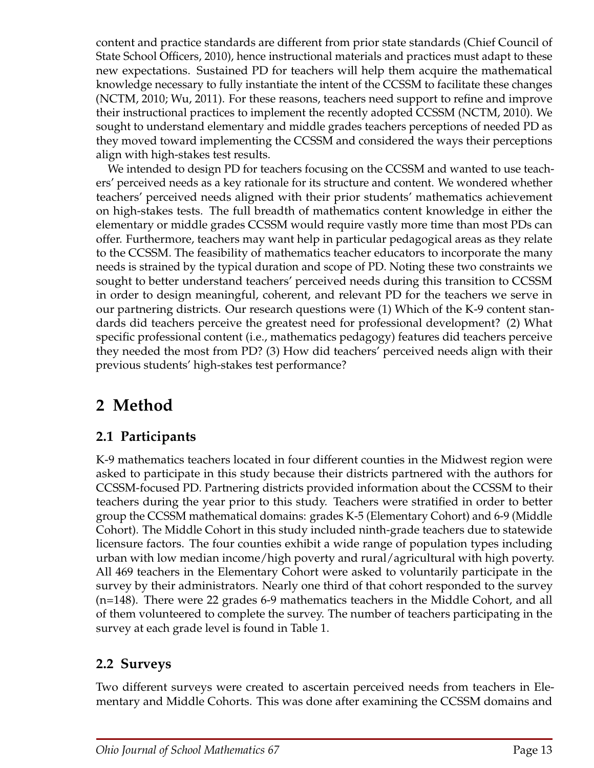content and practice standards are different from prior state standards (Chief Council of State School Officers, 2010), hence instructional materials and practices must adapt to these new expectations. Sustained PD for teachers will help them acquire the mathematical knowledge necessary to fully instantiate the intent of the CCSSM to facilitate these changes (NCTM, 2010; Wu, 2011). For these reasons, teachers need support to refine and improve their instructional practices to implement the recently adopted CCSSM (NCTM, 2010). We sought to understand elementary and middle grades teachers perceptions of needed PD as they moved toward implementing the CCSSM and considered the ways their perceptions align with high-stakes test results.

We intended to design PD for teachers focusing on the CCSSM and wanted to use teachers' perceived needs as a key rationale for its structure and content. We wondered whether teachers' perceived needs aligned with their prior students' mathematics achievement on high-stakes tests. The full breadth of mathematics content knowledge in either the elementary or middle grades CCSSM would require vastly more time than most PDs can offer. Furthermore, teachers may want help in particular pedagogical areas as they relate to the CCSSM. The feasibility of mathematics teacher educators to incorporate the many needs is strained by the typical duration and scope of PD. Noting these two constraints we sought to better understand teachers' perceived needs during this transition to CCSSM in order to design meaningful, coherent, and relevant PD for the teachers we serve in our partnering districts. Our research questions were (1) Which of the K-9 content standards did teachers perceive the greatest need for professional development? (2) What specific professional content (i.e., mathematics pedagogy) features did teachers perceive they needed the most from PD? (3) How did teachers' perceived needs align with their previous students' high-stakes test performance?

# 2 Method

## 2.1 Participants

K-9 mathematics teachers located in four different counties in the Midwest region were asked to participate in this study because their districts partnered with the authors for CCSSM-focused PD. Partnering districts provided information about the CCSSM to their teachers during the year prior to this study. Teachers were stratified in order to better group the CCSSM mathematical domains: grades K-5 (Elementary Cohort) and 6-9 (Middle Cohort). The Middle Cohort in this study included ninth-grade teachers due to statewide licensure factors. The four counties exhibit a wide range of population types including urban with low median income/high poverty and rural/agricultural with high poverty. All 469 teachers in the Elementary Cohort were asked to voluntarily participate in the survey by their administrators. Nearly one third of that cohort responded to the survey (n=148). There were 22 grades 6-9 mathematics teachers in the Middle Cohort, and all of them volunteered to complete the survey. The number of teachers participating in the survey at each grade level is found in Table 1.

## 2.2 Surveys

Two different surveys were created to ascertain perceived needs from teachers in Elementary and Middle Cohorts. This was done after examining the CCSSM domains and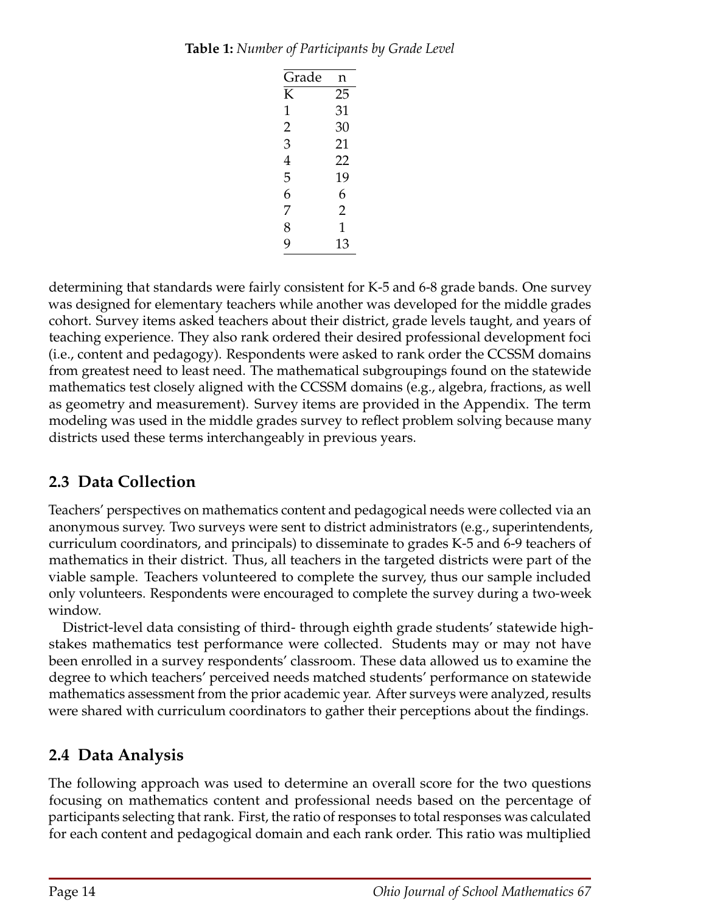**Table 1:** *Number of Participants by Grade Level*

| Grade | n |
|---|---|
| K | 25 |
| 1 | 31 |
| 2 | 30 |
| 3 | 21 |
| 4 | 22 |
| 5 | 19 |
| 6 | 6 |
| 7 | 2 |
| 8 | 1 |
| 9 | 13 |

determining that standards were fairly consistent for K-5 and 6-8 grade bands. One survey was designed for elementary teachers while another was developed for the middle grades cohort. Survey items asked teachers about their district, grade levels taught, and years of teaching experience. They also rank ordered their desired professional development foci (i.e., content and pedagogy). Respondents were asked to rank order the CCSSM domains from greatest need to least need. The mathematical subgroupings found on the statewide mathematics test closely aligned with the CCSSM domains (e.g., algebra, fractions, as well as geometry and measurement). Survey items are provided in the Appendix. The term modeling was used in the middle grades survey to reflect problem solving because many districts used these terms interchangeably in previous years.

## 2.3 Data Collection

Teachers' perspectives on mathematics content and pedagogical needs were collected via an anonymous survey. Two surveys were sent to district administrators (e.g., superintendents, curriculum coordinators, and principals) to disseminate to grades K-5 and 6-9 teachers of mathematics in their district. Thus, all teachers in the targeted districts were part of the viable sample. Teachers volunteered to complete the survey, thus our sample included only volunteers. Respondents were encouraged to complete the survey during a two-week window.

District-level data consisting of third- through eighth grade students' statewide high-stakes mathematics test performance were collected. Students may or may not have been enrolled in a survey respondents' classroom. These data allowed us to examine the degree to which teachers' perceived needs matched students' performance on statewide mathematics assessment from the prior academic year. After surveys were analyzed, results were shared with curriculum coordinators to gather their perceptions about the findings.

## 2.4 Data Analysis

The following approach was used to determine an overall score for the two questions focusing on mathematics content and professional needs based on the percentage of participants selecting that rank. First, the ratio of responses to total responses was calculated for each content and pedagogical domain and each rank order. This ratio was multiplied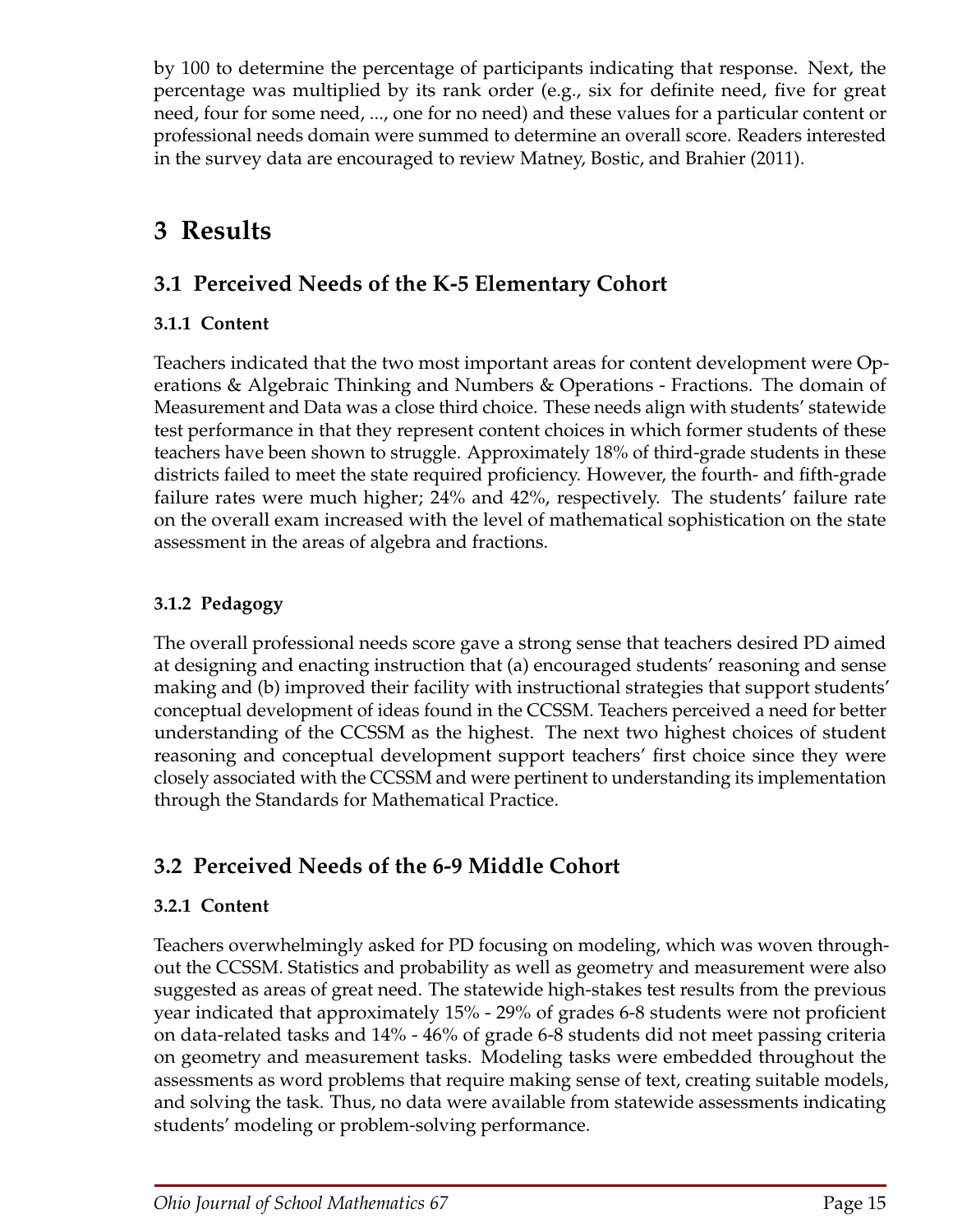by 100 to determine the percentage of participants indicating that response. Next, the percentage was multiplied by its rank order (e.g., six for definite need, five for great need, four for some need, ..., one for no need) and these values for a particular content or professional needs domain were summed to determine an overall score. Readers interested in the survey data are encouraged to review Matney, Bostic, and Brahier (2011).

# 3 Results

## 3.1 Perceived Needs of the K-5 Elementary Cohort

### 3.1.1 Content

Teachers indicated that the two most important areas for content development were Operations & Algebraic Thinking and Numbers & Operations - Fractions. The domain of Measurement and Data was a close third choice. These needs align with students' statewide test performance in that they represent content choices in which former students of these teachers have been shown to struggle. Approximately 18% of third-grade students in these districts failed to meet the state required proficiency. However, the fourth- and fifth-grade failure rates were much higher; 24% and 42%, respectively. The students' failure rate on the overall exam increased with the level of mathematical sophistication on the state assessment in the areas of algebra and fractions.

### 3.1.2 Pedagogy

The overall professional needs score gave a strong sense that teachers desired PD aimed at designing and enacting instruction that (a) encouraged students' reasoning and sense making and (b) improved their facility with instructional strategies that support students' conceptual development of ideas found in the CCSSM. Teachers perceived a need for better understanding of the CCSSM as the highest. The next two highest choices of student reasoning and conceptual development support teachers' first choice since they were closely associated with the CCSSM and were pertinent to understanding its implementation through the Standards for Mathematical Practice.

## 3.2 Perceived Needs of the 6-9 Middle Cohort

### 3.2.1 Content

Teachers overwhelmingly asked for PD focusing on modeling, which was woven throughout the CCSSM. Statistics and probability as well as geometry and measurement were also suggested as areas of great need. The statewide high-stakes test results from the previous year indicated that approximately 15% - 29% of grades 6-8 students were not proficient on data-related tasks and 14% - 46% of grade 6-8 students did not meet passing criteria on geometry and measurement tasks. Modeling tasks were embedded throughout the assessments as word problems that require making sense of text, creating suitable models, and solving the task. Thus, no data were available from statewide assessments indicating students' modeling or problem-solving performance.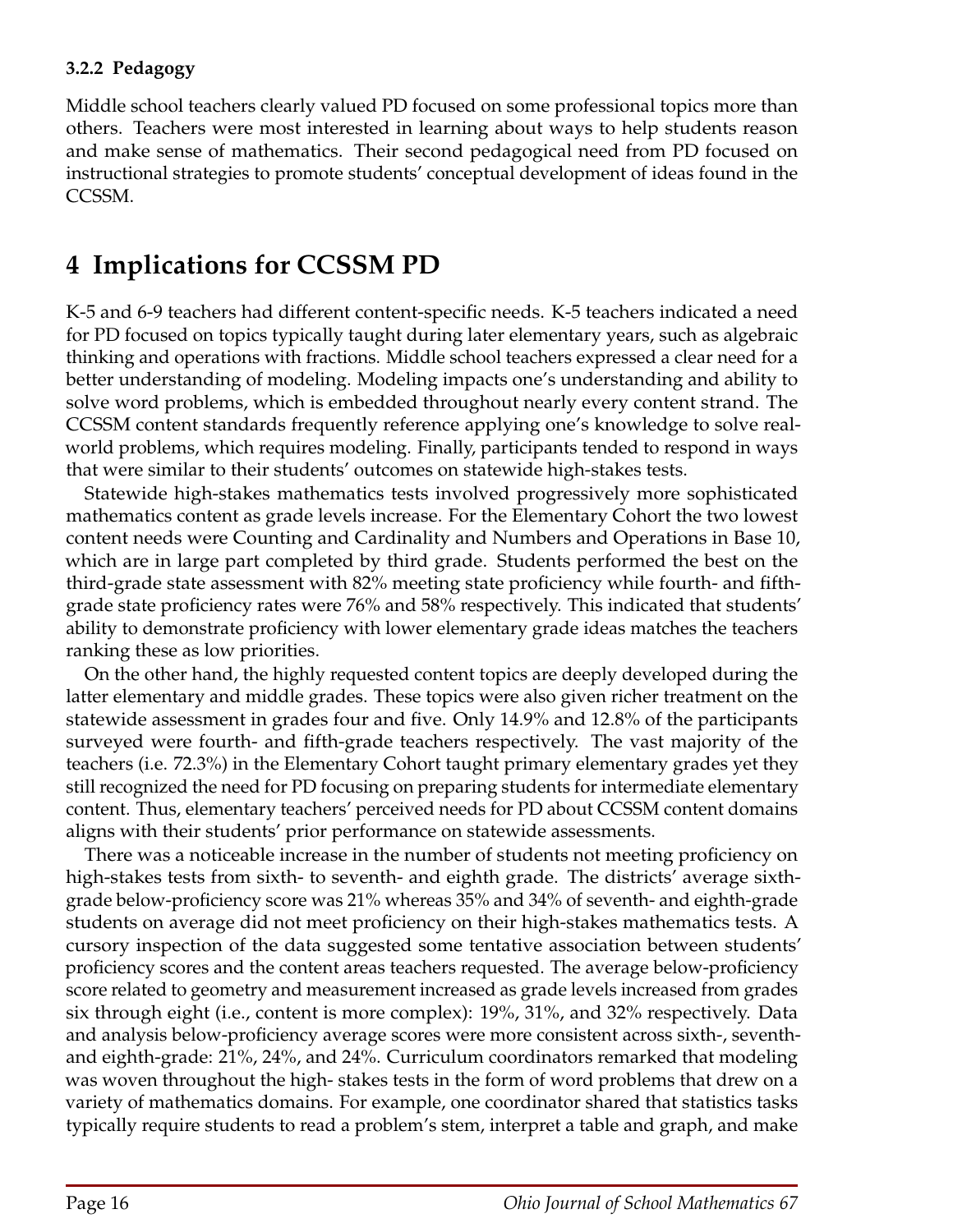### 3.2.2 Pedagogy

Middle school teachers clearly valued PD focused on some professional topics more than others. Teachers were most interested in learning about ways to help students reason and make sense of mathematics. Their second pedagogical need from PD focused on instructional strategies to promote students' conceptual development of ideas found in the CCSSM.

# 4 Implications for CCSSM PD

K-5 and 6-9 teachers had different content-specific needs. K-5 teachers indicated a need for PD focused on topics typically taught during later elementary years, such as algebraic thinking and operations with fractions. Middle school teachers expressed a clear need for a better understanding of modeling. Modeling impacts one's understanding and ability to solve word problems, which is embedded throughout nearly every content strand. The CCSSM content standards frequently reference applying one's knowledge to solve real-world problems, which requires modeling. Finally, participants tended to respond in ways that were similar to their students' outcomes on statewide high-stakes tests.

Statewide high-stakes mathematics tests involved progressively more sophisticated mathematics content as grade levels increase. For the Elementary Cohort the two lowest content needs were Counting and Cardinality and Numbers and Operations in Base 10, which are in large part completed by third grade. Students performed the best on the third-grade state assessment with 82% meeting state proficiency while fourth- and fifth-grade state proficiency rates were 76% and 58% respectively. This indicated that students' ability to demonstrate proficiency with lower elementary grade ideas matches the teachers ranking these as low priorities.

On the other hand, the highly requested content topics are deeply developed during the latter elementary and middle grades. These topics were also given richer treatment on the statewide assessment in grades four and five. Only 14.9% and 12.8% of the participants surveyed were fourth- and fifth-grade teachers respectively. The vast majority of the teachers (i.e. 72.3%) in the Elementary Cohort taught primary elementary grades yet they still recognized the need for PD focusing on preparing students for intermediate elementary content. Thus, elementary teachers' perceived needs for PD about CCSSM content domains aligns with their students' prior performance on statewide assessments.

There was a noticeable increase in the number of students not meeting proficiency on high-stakes tests from sixth- to seventh- and eighth grade. The districts' average sixth-grade below-proficiency score was 21% whereas 35% and 34% of seventh- and eighth-grade students on average did not meet proficiency on their high-stakes mathematics tests. A cursory inspection of the data suggested some tentative association between students' proficiency scores and the content areas teachers requested. The average below-proficiency score related to geometry and measurement increased as grade levels increased from grades six through eight (i.e., content is more complex): 19%, 31%, and 32% respectively. Data and analysis below-proficiency average scores were more consistent across sixth-, seventh- and eighth-grade: 21%, 24%, and 24%. Curriculum coordinators remarked that modeling was woven throughout the high- stakes tests in the form of word problems that drew on a variety of mathematics domains. For example, one coordinator shared that statistics tasks typically require students to read a problem's stem, interpret a table and graph, and make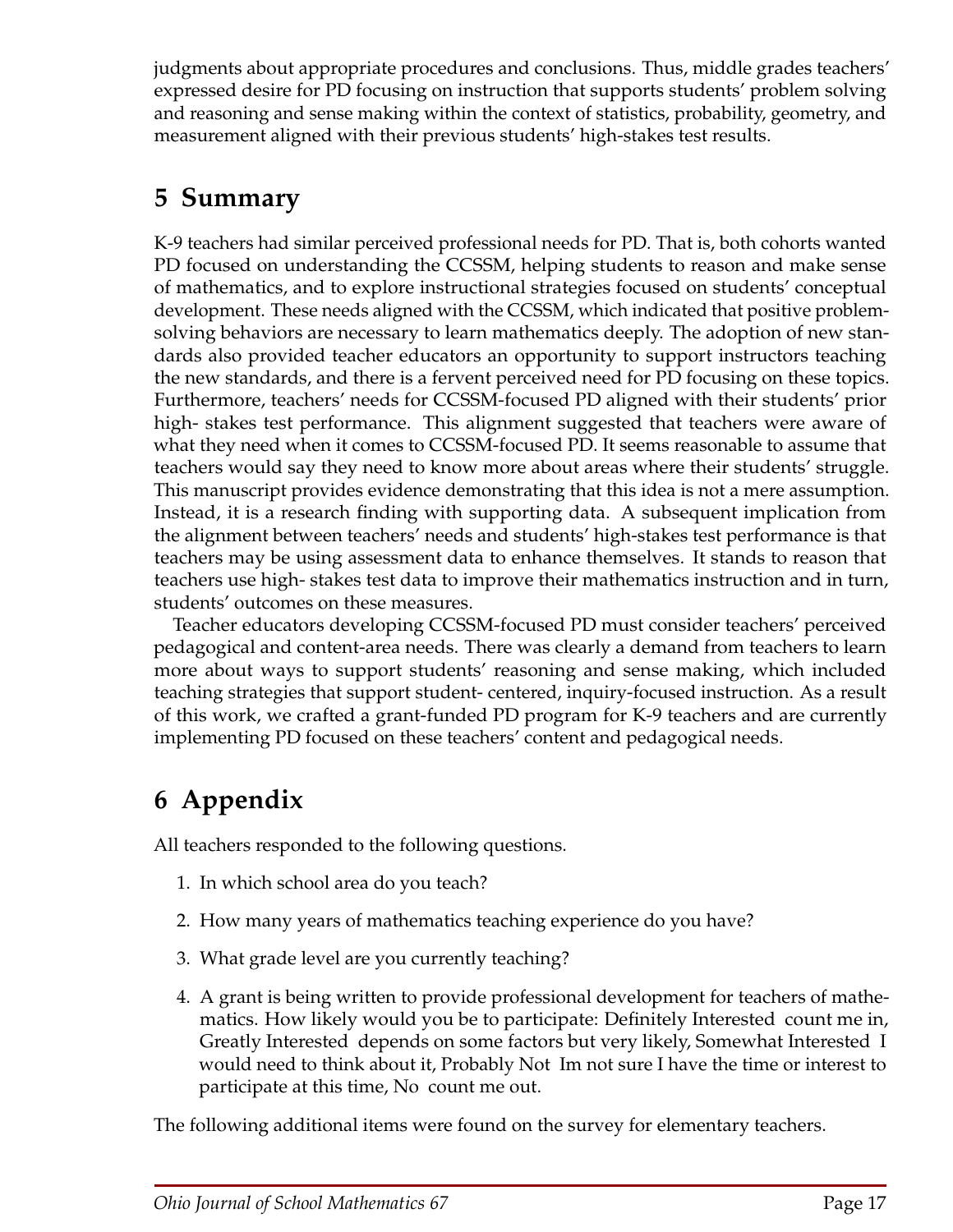judgments about appropriate procedures and conclusions. Thus, middle grades teachers' expressed desire for PD focusing on instruction that supports students' problem solving and reasoning and sense making within the context of statistics, probability, geometry, and measurement aligned with their previous students' high-stakes test results.

## 5 Summary

K-9 teachers had similar perceived professional needs for PD. That is, both cohorts wanted PD focused on understanding the CCSSM, helping students to reason and make sense of mathematics, and to explore instructional strategies focused on students' conceptual development. These needs aligned with the CCSSM, which indicated that positive problem-solving behaviors are necessary to learn mathematics deeply. The adoption of new standards also provided teacher educators an opportunity to support instructors teaching the new standards, and there is a fervent perceived need for PD focusing on these topics. Furthermore, teachers' needs for CCSSM-focused PD aligned with their students' prior high- stakes test performance. This alignment suggested that teachers were aware of what they need when it comes to CCSSM-focused PD. It seems reasonable to assume that teachers would say they need to know more about areas where their students' struggle. This manuscript provides evidence demonstrating that this idea is not a mere assumption. Instead, it is a research finding with supporting data. A subsequent implication from the alignment between teachers' needs and students' high-stakes test performance is that teachers may be using assessment data to enhance themselves. It stands to reason that teachers use high- stakes test data to improve their mathematics instruction and in turn, students' outcomes on these measures.

Teacher educators developing CCSSM-focused PD must consider teachers' perceived pedagogical and content-area needs. There was clearly a demand from teachers to learn more about ways to support students' reasoning and sense making, which included teaching strategies that support student- centered, inquiry-focused instruction. As a result of this work, we crafted a grant-funded PD program for K-9 teachers and are currently implementing PD focused on these teachers' content and pedagogical needs.

## 6 Appendix

All teachers responded to the following questions.

1. In which school area do you teach?
2. How many years of mathematics teaching experience do you have?
3. What grade level are you currently teaching?
4. A grant is being written to provide professional development for teachers of mathematics. How likely would you be to participate: Definitely Interested count me in, Greatly Interested depends on some factors but very likely, Somewhat Interested I would need to think about it, Probably Not Im not sure I have the time or interest to participate at this time, No count me out.

The following additional items were found on the survey for elementary teachers.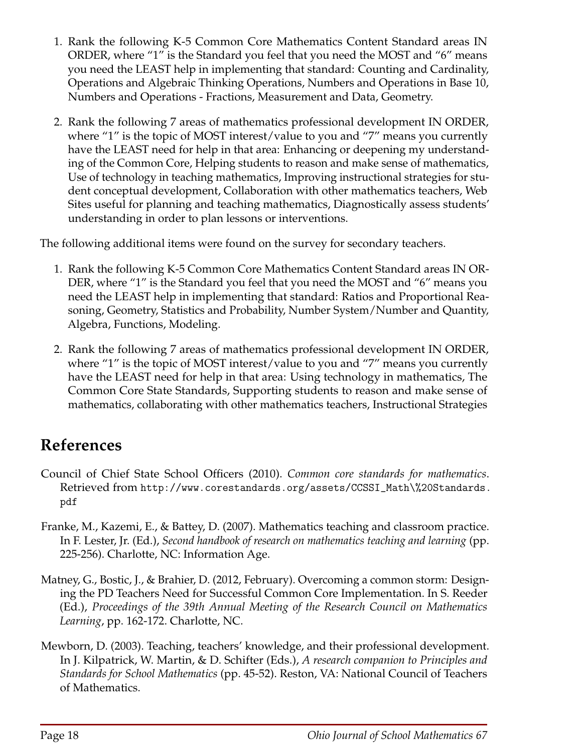1. Rank the following K-5 Common Core Mathematics Content Standard areas IN ORDER, where "1" is the Standard you feel that you need the MOST and "6" means you need the LEAST help in implementing that standard: Counting and Cardinality, Operations and Algebraic Thinking Operations, Numbers and Operations in Base 10, Numbers and Operations - Fractions, Measurement and Data, Geometry.

2. Rank the following 7 areas of mathematics professional development IN ORDER, where "1" is the topic of MOST interest/value to you and "7" means you currently have the LEAST need for help in that area: Enhancing or deepening my understanding of the Common Core, Helping students to reason and make sense of mathematics, Use of technology in teaching mathematics, Improving instructional strategies for student conceptual development, Collaboration with other mathematics teachers, Web Sites useful for planning and teaching mathematics, Diagnostically assess students' understanding in order to plan lessons or interventions.

The following additional items were found on the survey for secondary teachers.

1. Rank the following K-5 Common Core Mathematics Content Standard areas IN ORDER, where "1" is the Standard you feel that you need the MOST and "6" means you need the LEAST help in implementing that standard: Ratios and Proportional Reasoning, Geometry, Statistics and Probability, Number System/Number and Quantity, Algebra, Functions, Modeling.

2. Rank the following 7 areas of mathematics professional development IN ORDER, where "1" is the topic of MOST interest/value to you and "7" means you currently have the LEAST need for help in that area: Using technology in mathematics, The Common Core State Standards, Supporting students to reason and make sense of mathematics, collaborating with other mathematics teachers, Instructional Strategies

## References

Council of Chief State School Officers (2010). *Common core standards for mathematics*. Retrieved from `http://www.corestandards.org/assets/CCSSI_Math\%20Standards.pdf`

Franke, M., Kazemi, E., & Battey, D. (2007). Mathematics teaching and classroom practice. In F. Lester, Jr. (Ed.), *Second handbook of research on mathematics teaching and learning* (pp. 225-256). Charlotte, NC: Information Age.

Matney, G., Bostic, J., & Brahier, D. (2012, February). Overcoming a common storm: Designing the PD Teachers Need for Successful Common Core Implementation. In S. Reeder (Ed.), *Proceedings of the 39th Annual Meeting of the Research Council on Mathematics Learning*, pp. 162-172. Charlotte, NC.

Mewborn, D. (2003). Teaching, teachers' knowledge, and their professional development. In J. Kilpatrick, W. Martin, & D. Schifter (Eds.), *A research companion to Principles and Standards for School Mathematics* (pp. 45-52). Reston, VA: National Council of Teachers of Mathematics.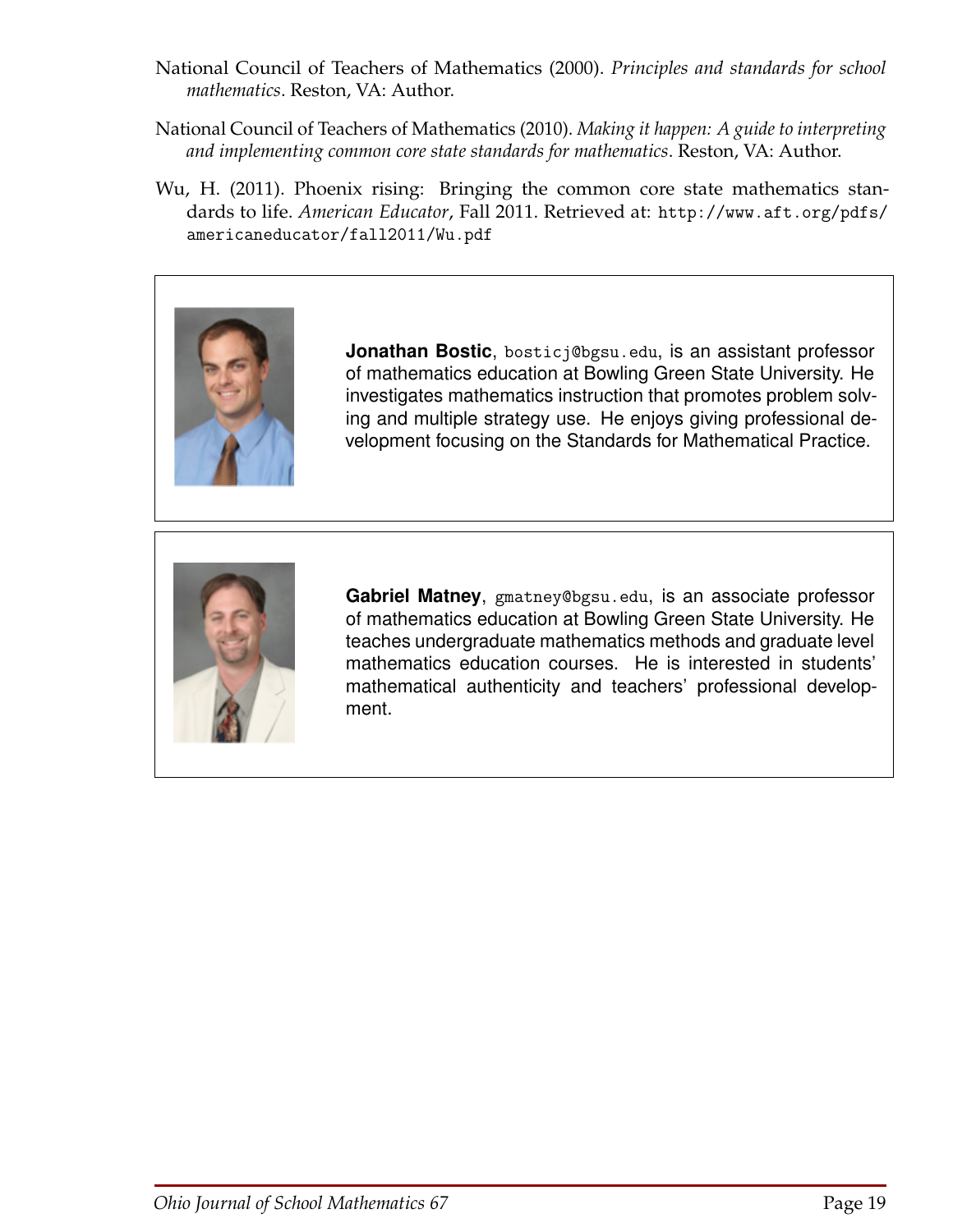National Council of Teachers of Mathematics (2000). *Principles and standards for school mathematics*. Reston, VA: Author.

National Council of Teachers of Mathematics (2010). *Making it happen: A guide to interpreting and implementing common core state standards for mathematics*. Reston, VA: Author.

Wu, H. (2011). Phoenix rising: Bringing the common core state mathematics standards to life. *American Educator*, Fall 2011. Retrieved at: http://www.aft.org/pdfs/americaneducator/fall2011/Wu.pdf

**Jonathan Bostic**, bosticj@bgsu.edu, is an assistant professor of mathematics education at Bowling Green State University. He investigates mathematics instruction that promotes problem solving and multiple strategy use. He enjoys giving professional development focusing on the Standards for Mathematical Practice.

**Gabriel Matney**, gmatney@bgsu.edu, is an associate professor of mathematics education at Bowling Green State University. He teaches undergraduate mathematics methods and graduate level mathematics education courses. He is interested in students' mathematical authenticity and teachers' professional development.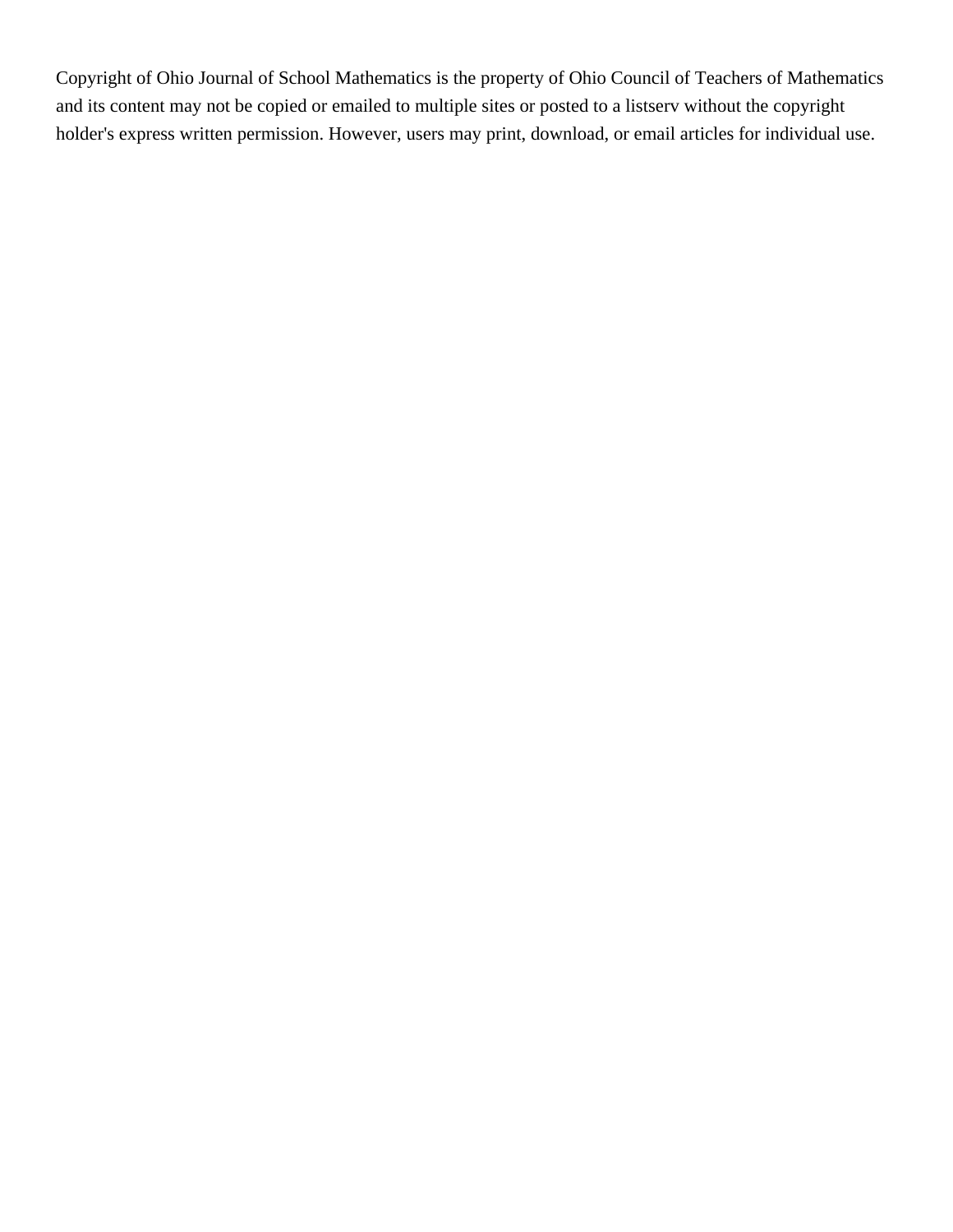Copyright of Ohio Journal of School Mathematics is the property of Ohio Council of Teachers of Mathematics and its content may not be copied or emailed to multiple sites or posted to a listserv without the copyright holder's express written permission. However, users may print, download, or email articles for individual use.